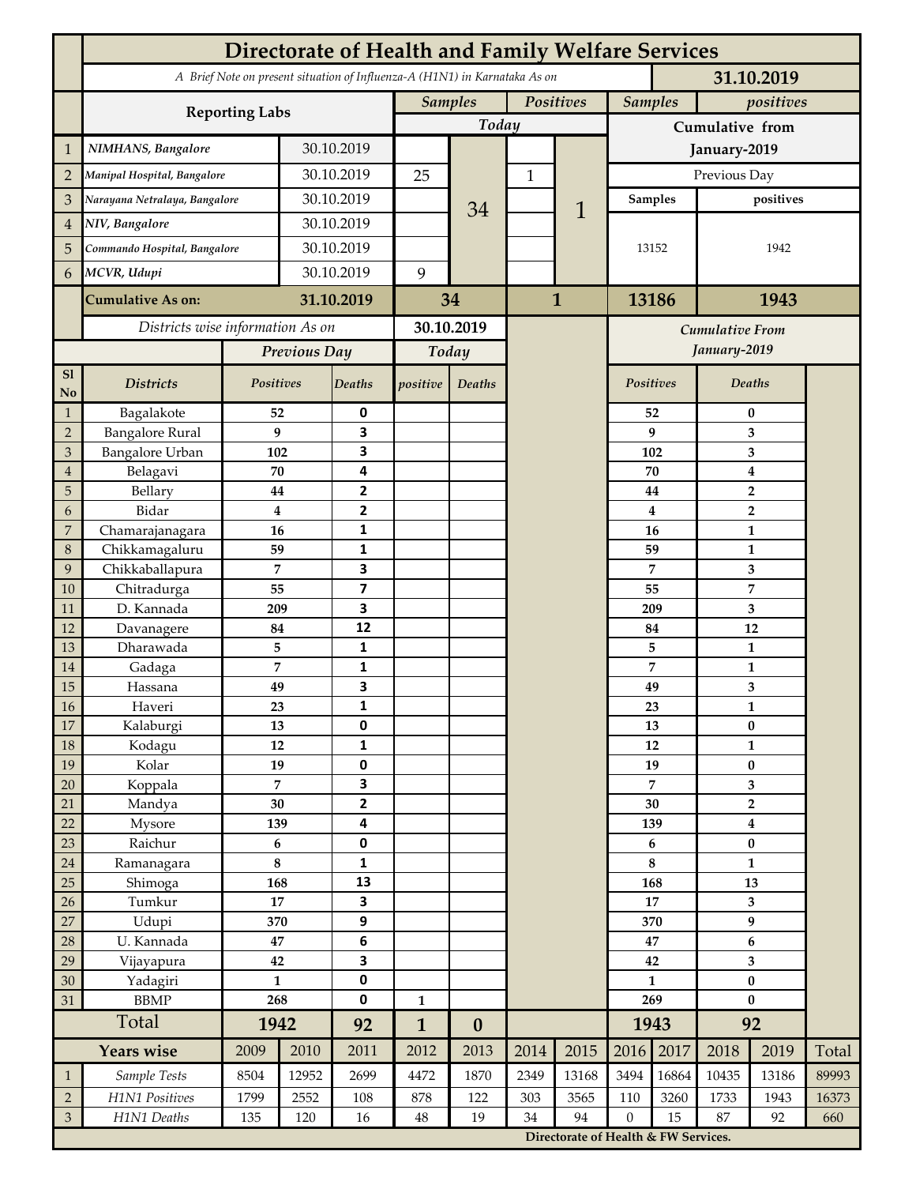# Directorate of Health and Family Welfare Services

*A Brief Note on present situation of Influenza-A (H1N1) in Karnataka As on* **31.10.2019**

| | Reporting Labs | | Samples Today | | Positives Today | | Samples (Cumulative from January-2019, Previous Day) | positives (Cumulative from January-2019, Previous Day) |
|---|---|---|---|---|---|---|---|---|
| 1 | *NIMHANS, Bangalore* | 30.10.2019 | | 34 | | 1 | 13152 | 1942 |
| 2 | *Manipal Hospital, Bangalore* | 30.10.2019 | 25 | | 1 | | | |
| 3 | *Narayana Netralaya, Bangalore* | 30.10.2019 | | | | | | |
| 4 | *NIV, Bangalore* | 30.10.2019 | | | | | | |
| 5 | *Commando Hospital, Bangalore* | 30.10.2019 | | | | | | |
| 6 | *MCVR, Udupi* | 30.10.2019 | 9 | | | | | |
| | **Cumulative As on:** | **31.10.2019** | **34** | | **1** | | **13186** | **1943** |

*Districts wise information As on* **30.10.2019**

| Sl No | Districts | Previous Day Positives | Previous Day Deaths | Today positive | Today Deaths | Cumulative From January-2019 Positives | Cumulative From January-2019 Deaths |
|---|---|---|---|---|---|---|---|
| 1 | Bagalakote | 52 | 0 | | | 52 | 0 |
| 2 | Bangalore Rural | 9 | 3 | | | 9 | 3 |
| 3 | Bangalore Urban | 102 | 3 | | | 102 | 3 |
| 4 | Belagavi | 70 | 4 | | | 70 | 4 |
| 5 | Bellary | 44 | 2 | | | 44 | 2 |
| 6 | Bidar | 4 | 2 | | | 4 | 2 |
| 7 | Chamarajanagara | 16 | 1 | | | 16 | 1 |
| 8 | Chikkamagaluru | 59 | 1 | | | 59 | 1 |
| 9 | Chikkaballapura | 7 | 3 | | | 7 | 3 |
| 10 | Chitradurga | 55 | 7 | | | 55 | 7 |
| 11 | D. Kannada | 209 | 3 | | | 209 | 3 |
| 12 | Davanagere | 84 | 12 | | | 84 | 12 |
| 13 | Dharawada | 5 | 1 | | | 5 | 1 |
| 14 | Gadaga | 7 | 1 | | | 7 | 1 |
| 15 | Hassana | 49 | 3 | | | 49 | 3 |
| 16 | Haveri | 23 | 1 | | | 23 | 1 |
| 17 | Kalaburgi | 13 | 0 | | | 13 | 0 |
| 18 | Kodagu | 12 | 1 | | | 12 | 1 |
| 19 | Kolar | 19 | 0 | | | 19 | 0 |
| 20 | Koppala | 7 | 3 | | | 7 | 3 |
| 21 | Mandya | 30 | 2 | | | 30 | 2 |
| 22 | Mysore | 139 | 4 | | | 139 | 4 |
| 23 | Raichur | 6 | 0 | | | 6 | 0 |
| 24 | Ramanagara | 8 | 1 | | | 8 | 1 |
| 25 | Shimoga | 168 | 13 | | | 168 | 13 |
| 26 | Tumkur | 17 | 3 | | | 17 | 3 |
| 27 | Udupi | 370 | 9 | | | 370 | 9 |
| 28 | U. Kannada | 47 | 6 | | | 47 | 6 |
| 29 | Vijayapura | 42 | 3 | | | 42 | 3 |
| 30 | Yadagiri | 1 | 0 | | | 1 | 0 |
| 31 | BBMP | 268 | 0 | 1 | | 269 | 0 |
| | **Total** | **1942** | **92** | **1** | **0** | **1943** | **92** |

| | Years wise | 2009 | 2010 | 2011 | 2012 | 2013 | 2014 | 2015 | 2016 | 2017 | 2018 | 2019 | Total |
|---|---|---|---|---|---|---|---|---|---|---|---|---|---|
| 1 | *Sample Tests* | 8504 | 12952 | 2699 | 4472 | 1870 | 2349 | 13168 | 3494 | 16864 | 10435 | 13186 | 89993 |
| 2 | *H1N1 Positives* | 1799 | 2552 | 108 | 878 | 122 | 303 | 3565 | 110 | 3260 | 1733 | 1943 | 16373 |
| 3 | *H1N1 Deaths* | 135 | 120 | 16 | 48 | 19 | 34 | 94 | 0 | 15 | 87 | 92 | 660 |

**Directorate of Health & FW Services.**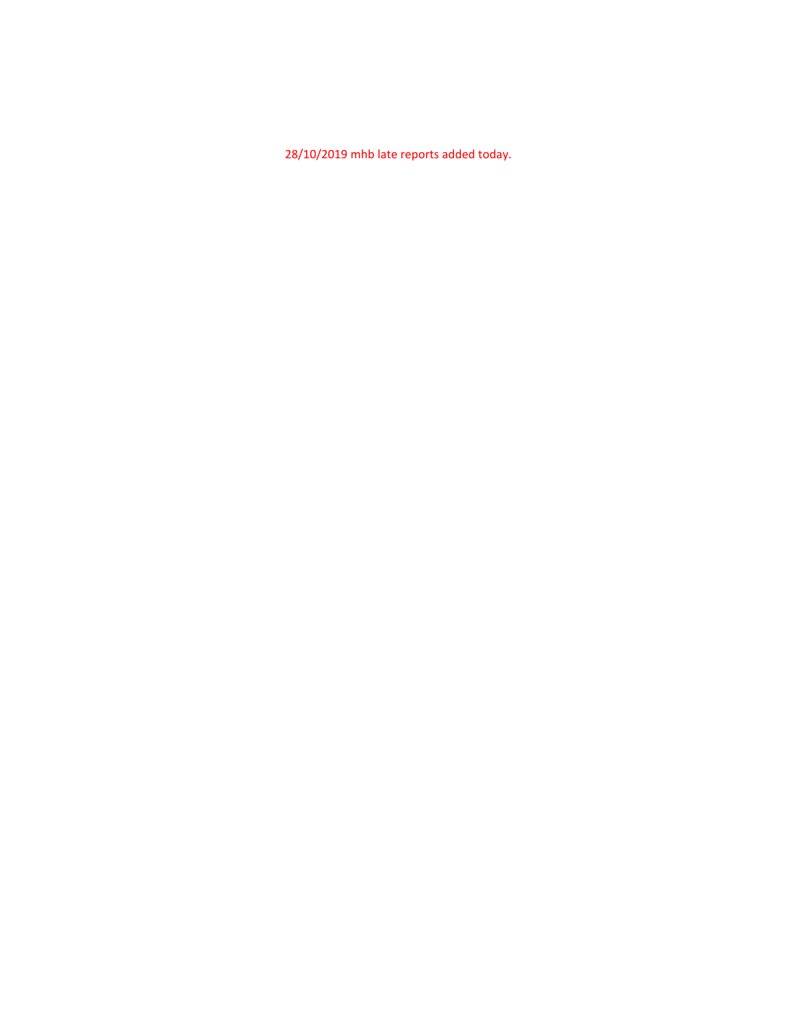28/10/2019 mhb late reports added today.